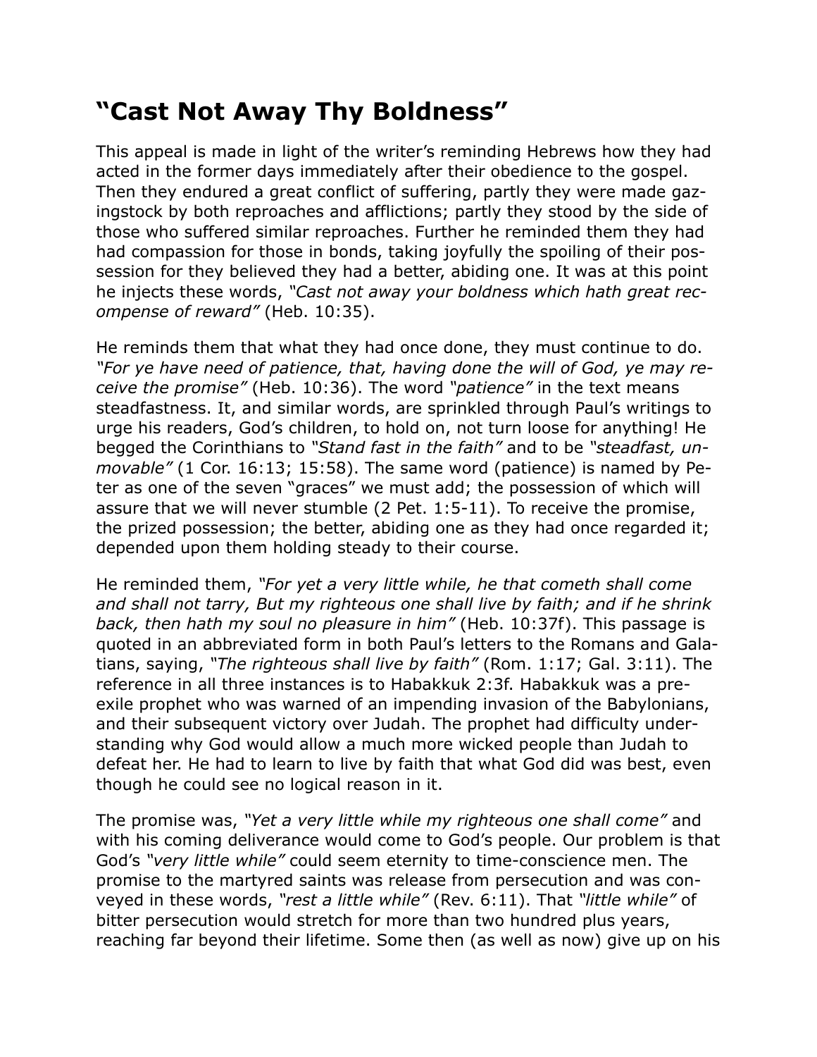# "Cast Not Away Thy Boldness"

This appeal is made in light of the writer's reminding Hebrews how they had acted in the former days immediately after their obedience to the gospel. Then they endured a great conflict of suffering, partly they were made gazingstock by both reproaches and afflictions; partly they stood by the side of those who suffered similar reproaches. Further he reminded them they had had compassion for those in bonds, taking joyfully the spoiling of their possession for they believed they had a better, abiding one. It was at this point he injects these words, *"Cast not away your boldness which hath great recompense of reward"* (Heb. 10:35).

He reminds them that what they had once done, they must continue to do. *"For ye have need of patience, that, having done the will of God, ye may receive the promise"* (Heb. 10:36). The word *"patience"* in the text means steadfastness. It, and similar words, are sprinkled through Paul's writings to urge his readers, God's children, to hold on, not turn loose for anything! He begged the Corinthians to *"Stand fast in the faith"* and to be *"steadfast, unmovable"* (1 Cor. 16:13; 15:58). The same word (patience) is named by Peter as one of the seven "graces" we must add; the possession of which will assure that we will never stumble (2 Pet. 1:5-11). To receive the promise, the prized possession; the better, abiding one as they had once regarded it; depended upon them holding steady to their course.

He reminded them, *"For yet a very little while, he that cometh shall come and shall not tarry, But my righteous one shall live by faith; and if he shrink back, then hath my soul no pleasure in him"* (Heb. 10:37f). This passage is quoted in an abbreviated form in both Paul's letters to the Romans and Galatians, saying, *"The righteous shall live by faith"* (Rom. 1:17; Gal. 3:11). The reference in all three instances is to Habakkuk 2:3f. Habakkuk was a pre-exile prophet who was warned of an impending invasion of the Babylonians, and their subsequent victory over Judah. The prophet had difficulty understanding why God would allow a much more wicked people than Judah to defeat her. He had to learn to live by faith that what God did was best, even though he could see no logical reason in it.

The promise was, *"Yet a very little while my righteous one shall come"* and with his coming deliverance would come to God's people. Our problem is that God's *"very little while"* could seem eternity to time-conscience men. The promise to the martyred saints was release from persecution and was conveyed in these words, *"rest a little while"* (Rev. 6:11). That *"little while"* of bitter persecution would stretch for more than two hundred plus years, reaching far beyond their lifetime. Some then (as well as now) give up on his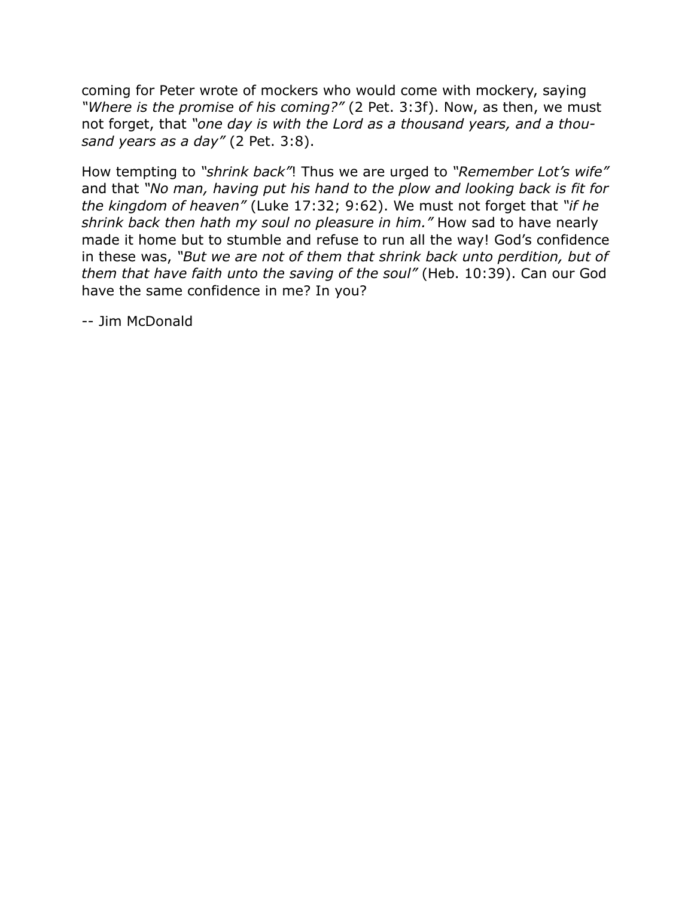coming for Peter wrote of mockers who would come with mockery, saying *"Where is the promise of his coming?"* (2 Pet. 3:3f). Now, as then, we must not forget, that *"one day is with the Lord as a thousand years, and a thousand years as a day"* (2 Pet. 3:8).

How tempting to *"shrink back"*! Thus we are urged to *"Remember Lot's wife"* and that *"No man, having put his hand to the plow and looking back is fit for the kingdom of heaven"* (Luke 17:32; 9:62). We must not forget that *"if he shrink back then hath my soul no pleasure in him."* How sad to have nearly made it home but to stumble and refuse to run all the way! God's confidence in these was, *"But we are not of them that shrink back unto perdition, but of them that have faith unto the saving of the soul"* (Heb. 10:39). Can our God have the same confidence in me? In you?

-- Jim McDonald